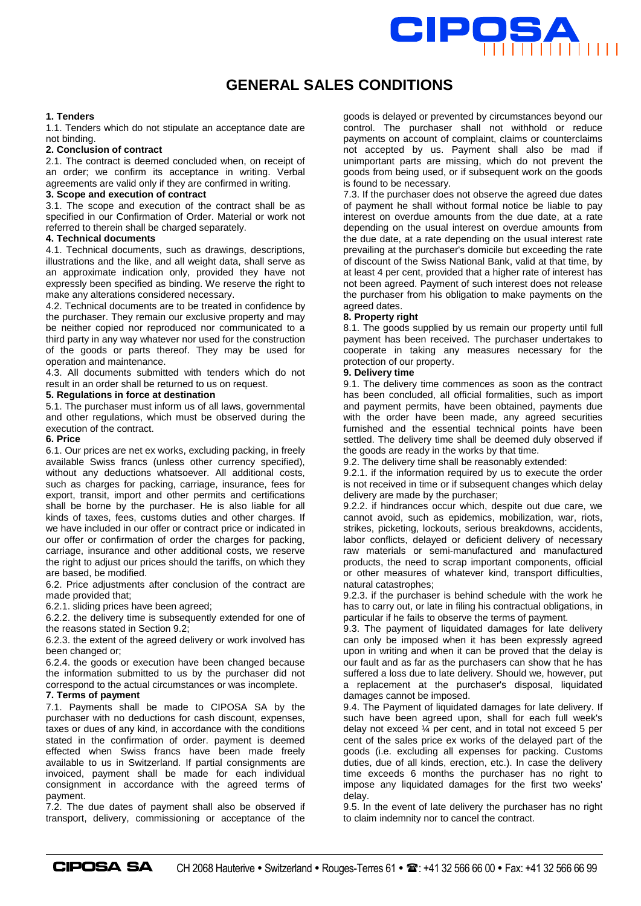# GENERAL SALES CONDITIONS

**1. Tenders**

1.1. Tenders which do not stipulate an acceptance date are not binding.

**2. Conclusion of contract**

2.1. The contract is deemed concluded when, on receipt of an order; we confirm its acceptance in writing. Verbal agreements are valid only if they are confirmed in writing.

**3. Scope and execution of contract**

3.1. The scope and execution of the contract shall be as specified in our Confirmation of Order. Material or work not referred to therein shall be charged separately.

**4. Technical documents**

4.1. Technical documents, such as drawings, descriptions, illustrations and the like, and all weight data, shall serve as an approximate indication only, provided they have not expressly been specified as binding. We reserve the right to make any alterations considered necessary.

4.2. Technical documents are to be treated in confidence by the purchaser. They remain our exclusive property and may be neither copied nor reproduced nor communicated to a third party in any way whatever nor used for the construction of the goods or parts thereof. They may be used for operation and maintenance.

4.3. All documents submitted with tenders which do not result in an order shall be returned to us on request.

**5. Regulations in force at destination**

5.1. The purchaser must inform us of all laws, governmental and other regulations, which must be observed during the execution of the contract.

**6. Price**

6.1. Our prices are net ex works, excluding packing, in freely available Swiss francs (unless other currency specified), without any deductions whatsoever. All additional costs, such as charges for packing, carriage, insurance, fees for export, transit, import and other permits and certifications shall be borne by the purchaser. He is also liable for all kinds of taxes, fees, customs duties and other charges. If we have included in our offer or contract price or indicated in our offer or confirmation of order the charges for packing, carriage, insurance and other additional costs, we reserve the right to adjust our prices should the tariffs, on which they are based, be modified.

6.2. Price adjustments after conclusion of the contract are made provided that;

6.2.1. sliding prices have been agreed;

6.2.2. the delivery time is subsequently extended for one of the reasons stated in Section 9.2;

6.2.3. the extent of the agreed delivery or work involved has been changed or;

6.2.4. the goods or execution have been changed because the information submitted to us by the purchaser did not correspond to the actual circumstances or was incomplete.

**7. Terms of payment**

7.1. Payments shall be made to CIPOSA SA by the purchaser with no deductions for cash discount, expenses, taxes or dues of any kind, in accordance with the conditions stated in the confirmation of order. payment is deemed effected when Swiss francs have been made freely available to us in Switzerland. If partial consignments are invoiced, payment shall be made for each individual consignment in accordance with the agreed terms of payment.

7.2. The due dates of payment shall also be observed if transport, delivery, commissioning or acceptance of the goods is delayed or prevented by circumstances beyond our control. The purchaser shall not withhold or reduce payments on account of complaint, claims or counterclaims not accepted by us. Payment shall also be mad if unimportant parts are missing, which do not prevent the goods from being used, or if subsequent work on the goods is found to be necessary.

7.3. If the purchaser does not observe the agreed due dates of payment he shall without formal notice be liable to pay interest on overdue amounts from the due date, at a rate depending on the usual interest on overdue amounts from the due date, at a rate depending on the usual interest rate prevailing at the purchaser's domicile but exceeding the rate of discount of the Swiss National Bank, valid at that time, by at least 4 per cent, provided that a higher rate of interest has not been agreed. Payment of such interest does not release the purchaser from his obligation to make payments on the agreed dates.

**8. Property right**

8.1. The goods supplied by us remain our property until full payment has been received. The purchaser undertakes to cooperate in taking any measures necessary for the protection of our property.

**9. Delivery time**

9.1. The delivery time commences as soon as the contract has been concluded, all official formalities, such as import and payment permits, have been obtained, payments due with the order have been made, any agreed securities furnished and the essential technical points have been settled. The delivery time shall be deemed duly observed if the goods are ready in the works by that time.

9.2. The delivery time shall be reasonably extended:

9.2.1. if the information required by us to execute the order is not received in time or if subsequent changes which delay delivery are made by the purchaser;

9.2.2. if hindrances occur which, despite out due care, we cannot avoid, such as epidemics, mobilization, war, riots, strikes, picketing, lockouts, serious breakdowns, accidents, labor conflicts, delayed or deficient delivery of necessary raw materials or semi-manufactured and manufactured products, the need to scrap important components, official or other measures of whatever kind, transport difficulties, natural catastrophes;

9.2.3. if the purchaser is behind schedule with the work he has to carry out, or late in filing his contractual obligations, in particular if he fails to observe the terms of payment.

9.3. The payment of liquidated damages for late delivery can only be imposed when it has been expressly agreed upon in writing and when it can be proved that the delay is our fault and as far as the purchasers can show that he has suffered a loss due to late delivery. Should we, however, put a replacement at the purchaser's disposal, liquidated damages cannot be imposed.

9.4. The Payment of liquidated damages for late delivery. If such have been agreed upon, shall for each full week's delay not exceed ¼ per cent, and in total not exceed 5 per cent of the sales price ex works of the delayed part of the goods (i.e. excluding all expenses for packing. Customs duties, due of all kinds, erection, etc.). In case the delivery time exceeds 6 months the purchaser has no right to impose any liquidated damages for the first two weeks' delay.

9.5. In the event of late delivery the purchaser has no right to claim indemnity nor to cancel the contract.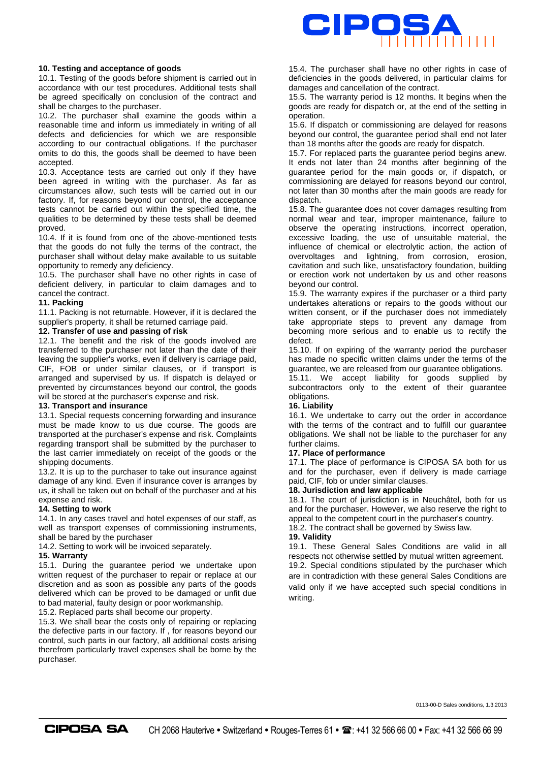## 10. Testing and acceptance of goods

10.1. Testing of the goods before shipment is carried out in accordance with our test procedures. Additional tests shall be agreed specifically on conclusion of the contract and shall be charges to the purchaser.

10.2. The purchaser shall examine the goods within a reasonable time and inform us immediately in writing of all defects and deficiencies for which we are responsible according to our contractual obligations. If the purchaser omits to do this, the goods shall be deemed to have been accepted.

10.3. Acceptance tests are carried out only if they have been agreed in writing with the purchaser. As far as circumstances allow, such tests will be carried out in our factory. If, for reasons beyond our control, the acceptance tests cannot be carried out within the specified time, the qualities to be determined by these tests shall be deemed proved.

10.4. If it is found from one of the above-mentioned tests that the goods do not fully the terms of the contract, the purchaser shall without delay make available to us suitable opportunity to remedy any deficiency.

10.5. The purchaser shall have no other rights in case of deficient delivery, in particular to claim damages and to cancel the contract.

## 11. Packing

11.1. Packing is not returnable. However, if it is declared the supplier's property, it shall be returned carriage paid.

## 12. Transfer of use and passing of risk

12.1. The benefit and the risk of the goods involved are transferred to the purchaser not later than the date of their leaving the supplier's works, even if delivery is carriage paid, CIF, FOB or under similar clauses, or if transport is arranged and supervised by us. If dispatch is delayed or prevented by circumstances beyond our control, the goods will be stored at the purchaser's expense and risk.

## 13. Transport and insurance

13.1. Special requests concerning forwarding and insurance must be made know to us due course. The goods are transported at the purchaser's expense and risk. Complaints regarding transport shall be submitted by the purchaser to the last carrier immediately on receipt of the goods or the shipping documents.

13.2. It is up to the purchaser to take out insurance against damage of any kind. Even if insurance cover is arranges by us, it shall be taken out on behalf of the purchaser and at his expense and risk.

## 14. Setting to work

14.1. In any cases travel and hotel expenses of our staff, as well as transport expenses of commissioning instruments, shall be bared by the purchaser

14.2. Setting to work will be invoiced separately.

## 15. Warranty

15.1. During the guarantee period we undertake upon written request of the purchaser to repair or replace at our discretion and as soon as possible any parts of the goods delivered which can be proved to be damaged or unfit due to bad material, faulty design or poor workmanship.

15.2. Replaced parts shall become our property.

15.3. We shall bear the costs only of repairing or replacing the defective parts in our factory. If , for reasons beyond our control, such parts in our factory, all additional costs arising therefrom particularly travel expenses shall be borne by the purchaser.

15.4. The purchaser shall have no other rights in case of deficiencies in the goods delivered, in particular claims for damages and cancellation of the contract.

15.5. The warranty period is 12 months. It begins when the goods are ready for dispatch or, at the end of the setting in operation.

15.6. If dispatch or commissioning are delayed for reasons beyond our control, the guarantee period shall end not later than 18 months after the goods are ready for dispatch.

15.7. For replaced parts the guarantee period begins anew. It ends not later than 24 months after beginning of the guarantee period for the main goods or, if dispatch, or commissioning are delayed for reasons beyond our control, not later than 30 months after the main goods are ready for dispatch.

15.8. The guarantee does not cover damages resulting from normal wear and tear, improper maintenance, failure to observe the operating instructions, incorrect operation, excessive loading, the use of unsuitable material, the influence of chemical or electrolytic action, the action of overvoltages and lightning, from corrosion, erosion, cavitation and such like, unsatisfactory foundation, building or erection work not undertaken by us and other reasons beyond our control.

15.9. The warranty expires if the purchaser or a third party undertakes alterations or repairs to the goods without our written consent, or if the purchaser does not immediately take appropriate steps to prevent any damage from becoming more serious and to enable us to rectify the defect.

15.10. If on expiring of the warranty period the purchaser has made no specific written claims under the terms of the guarantee, we are released from our guarantee obligations.

15.11. We accept liability for goods supplied by subcontractors only to the extent of their guarantee obligations.

## 16. Liability

16.1. We undertake to carry out the order in accordance with the terms of the contract and to fulfill our guarantee obligations. We shall not be liable to the purchaser for any further claims.

## 17. Place of performance

17.1. The place of performance is CIPOSA SA both for us and for the purchaser, even if delivery is made carriage paid, CIF, fob or under similar clauses.

## 18. Jurisdiction and law applicable

18.1. The court of jurisdiction is in Neuchâtel, both for us and for the purchaser. However, we also reserve the right to appeal to the competent court in the purchaser's country.

18.2. The contract shall be governed by Swiss law.

## 19. Validity

19.1. These General Sales Conditions are valid in all respects not otherwise settled by mutual written agreement.

19.2. Special conditions stipulated by the purchaser which are in contradiction with these general Sales Conditions are valid only if we have accepted such special conditions in writing.

0113-00-D Sales conditions, 1.3.2013

**CIPOSA SA** CH 2068 Hauterive • Switzerland • Rouges-Terres 61 • ☎: +41 32 566 66 00 • Fax: +41 32 566 66 99